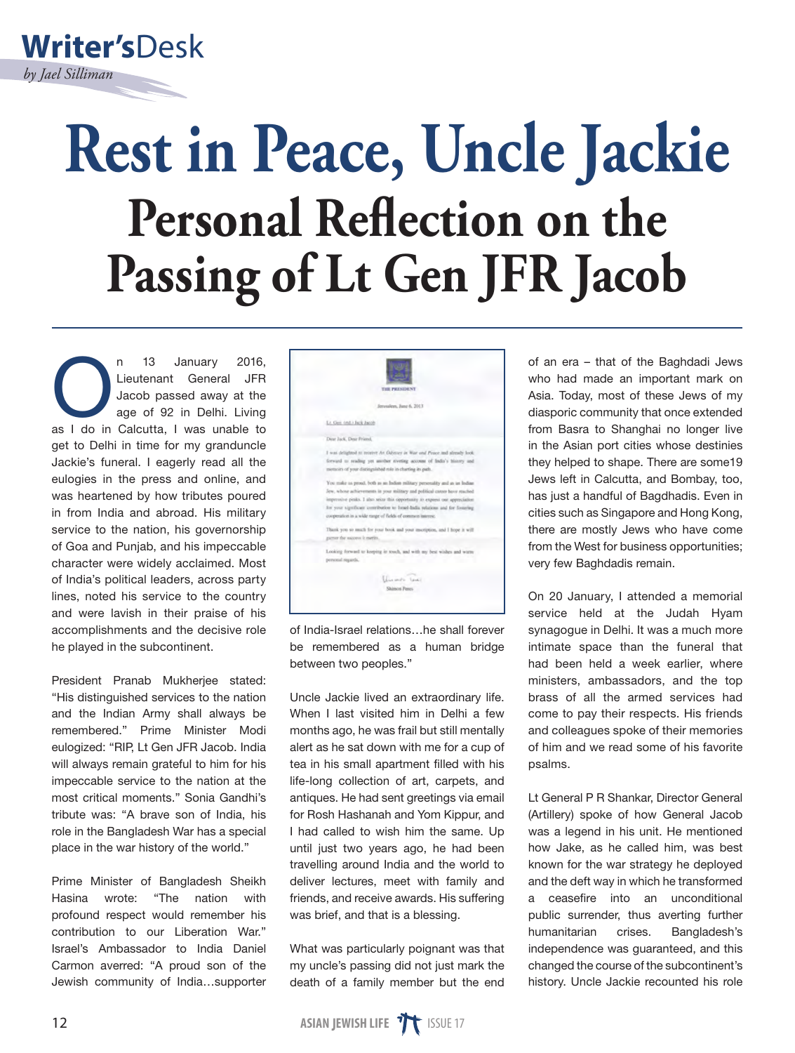Writer's Desk

*by Jael Silliman*

# Rest in Peace, Uncle Jackie

## Personal Reflection on the Passing of Lt Gen JFR Jacob

On 13 January 2016, Lieutenant General JFR Jacob passed away at the age of 92 in Delhi. Living as I do in Calcutta, I was unable to get to Delhi in time for my granduncle Jackie's funeral. I eagerly read all the eulogies in the press and online, and was heartened by how tributes poured in from India and abroad. His military service to the nation, his governorship of Goa and Punjab, and his impeccable character were widely acclaimed. Most of India's political leaders, across party lines, noted his service to the country and were lavish in their praise of his accomplishments and the decisive role he played in the subcontinent.

President Pranab Mukherjee stated: "His distinguished services to the nation and the Indian Army shall always be remembered." Prime Minister Modi eulogized: "RIP, Lt Gen JFR Jacob. India will always remain grateful to him for his impeccable service to the nation at the most critical moments." Sonia Gandhi's tribute was: "A brave son of India, his role in the Bangladesh War has a special place in the war history of the world."

Prime Minister of Bangladesh Sheikh Hasina wrote: "The nation with profound respect would remember his contribution to our Liberation War." Israel's Ambassador to India Daniel Carmon averred: "A proud son of the Jewish community of India…supporter of India-Israel relations…he shall forever be remembered as a human bridge between two peoples."

Uncle Jackie lived an extraordinary life. When I last visited him in Delhi a few months ago, he was frail but still mentally alert as he sat down with me for a cup of tea in his small apartment filled with his life-long collection of art, carpets, and antiques. He had sent greetings via email for Rosh Hashanah and Yom Kippur, and I had called to wish him the same. Up until just two years ago, he had been travelling around India and the world to deliver lectures, meet with family and friends, and receive awards. His suffering was brief, and that is a blessing.

What was particularly poignant was that my uncle's passing did not just mark the death of a family member but the end of an era – that of the Baghdadi Jews who had made an important mark on Asia. Today, most of these Jews of my diasporic community that once extended from Basra to Shanghai no longer live in the Asian port cities whose destinies they helped to shape. There are some19 Jews left in Calcutta, and Bombay, too, has just a handful of Baghdadis. Even in cities such as Singapore and Hong Kong, there are mostly Jews who have come from the West for business opportunities; very few Baghdadis remain.

On 20 January, I attended a memorial service held at the Judah Hyam synagogue in Delhi. It was a much more intimate space than the funeral that had been held a week earlier, where ministers, ambassadors, and the top brass of all the armed services had come to pay their respects. His friends and colleagues spoke of their memories of him and we read some of his favorite psalms.

Lt General P R Shankar, Director General (Artillery) spoke of how General Jacob was a legend in his unit. He mentioned how Jake, as he called him, was best known for the war strategy he deployed and the deft way in which he transformed a ceasefire into an unconditional public surrender, thus averting further humanitarian crises. Bangladesh's independence was guaranteed, and this changed the course of the subcontinent's history. Uncle Jackie recounted his role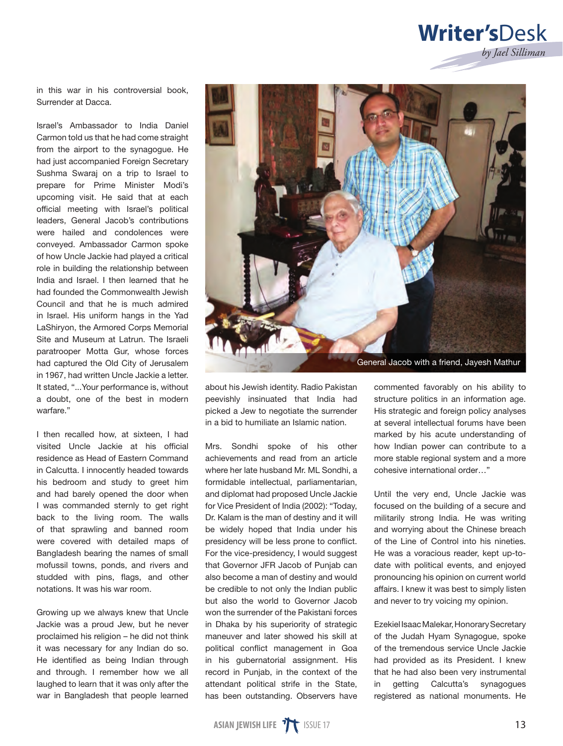in this war in his controversial book, Surrender at Dacca.

Israel's Ambassador to India Daniel Carmon told us that he had come straight from the airport to the synagogue. He had just accompanied Foreign Secretary Sushma Swaraj on a trip to Israel to prepare for Prime Minister Modi's upcoming visit. He said that at each official meeting with Israel's political leaders, General Jacob's contributions were hailed and condolences were conveyed. Ambassador Carmon spoke of how Uncle Jackie had played a critical role in building the relationship between India and Israel. I then learned that he had founded the Commonwealth Jewish Council and that he is much admired in Israel. His uniform hangs in the Yad LaShiryon, the Armored Corps Memorial Site and Museum at Latrun. The Israeli paratrooper Motta Gur, whose forces had captured the Old City of Jerusalem in 1967, had written Uncle Jackie a letter. It stated, "...Your performance is, without a doubt, one of the best in modern warfare."

I then recalled how, at sixteen, I had visited Uncle Jackie at his official residence as Head of Eastern Command in Calcutta. I innocently headed towards his bedroom and study to greet him and had barely opened the door when I was commanded sternly to get right back to the living room. The walls of that sprawling and banned room were covered with detailed maps of Bangladesh bearing the names of small mofussil towns, ponds, and rivers and studded with pins, flags, and other notations. It was his war room.

Growing up we always knew that Uncle Jackie was a proud Jew, but he never proclaimed his religion – he did not think it was necessary for any Indian do so. He identified as being Indian through and through. I remember how we all laughed to learn that it was only after the war in Bangladesh that people learned about his Jewish identity. Radio Pakistan peevishly insinuated that India had picked a Jew to negotiate the surrender in a bid to humiliate an Islamic nation.

General Jacob with a friend, Jayesh Mathur

Mrs. Sondhi spoke of his other achievements and read from an article where her late husband Mr. ML Sondhi, a formidable intellectual, parliamentarian, and diplomat had proposed Uncle Jackie for Vice President of India (2002): "Today, Dr. Kalam is the man of destiny and it will be widely hoped that India under his presidency will be less prone to conflict. For the vice-presidency, I would suggest that Governor JFR Jacob of Punjab can also become a man of destiny and would be credible to not only the Indian public but also the world to Governor Jacob won the surrender of the Pakistani forces in Dhaka by his superiority of strategic maneuver and later showed his skill at political conflict management in Goa in his gubernatorial assignment. His record in Punjab, in the context of the attendant political strife in the State, has been outstanding. Observers have commented favorably on his ability to structure politics in an information age. His strategic and foreign policy analyses at several intellectual forums have been marked by his acute understanding of how Indian power can contribute to a more stable regional system and a more cohesive international order…"

Until the very end, Uncle Jackie was focused on the building of a secure and militarily strong India. He was writing and worrying about the Chinese breach of the Line of Control into his nineties. He was a voracious reader, kept up-to-date with political events, and enjoyed pronouncing his opinion on current world affairs. I knew it was best to simply listen and never to try voicing my opinion.

Ezekiel Isaac Malekar, Honorary Secretary of the Judah Hyam Synagogue, spoke of the tremendous service Uncle Jackie had provided as its President. I knew that he had also been very instrumental in getting Calcutta's synagogues registered as national monuments. He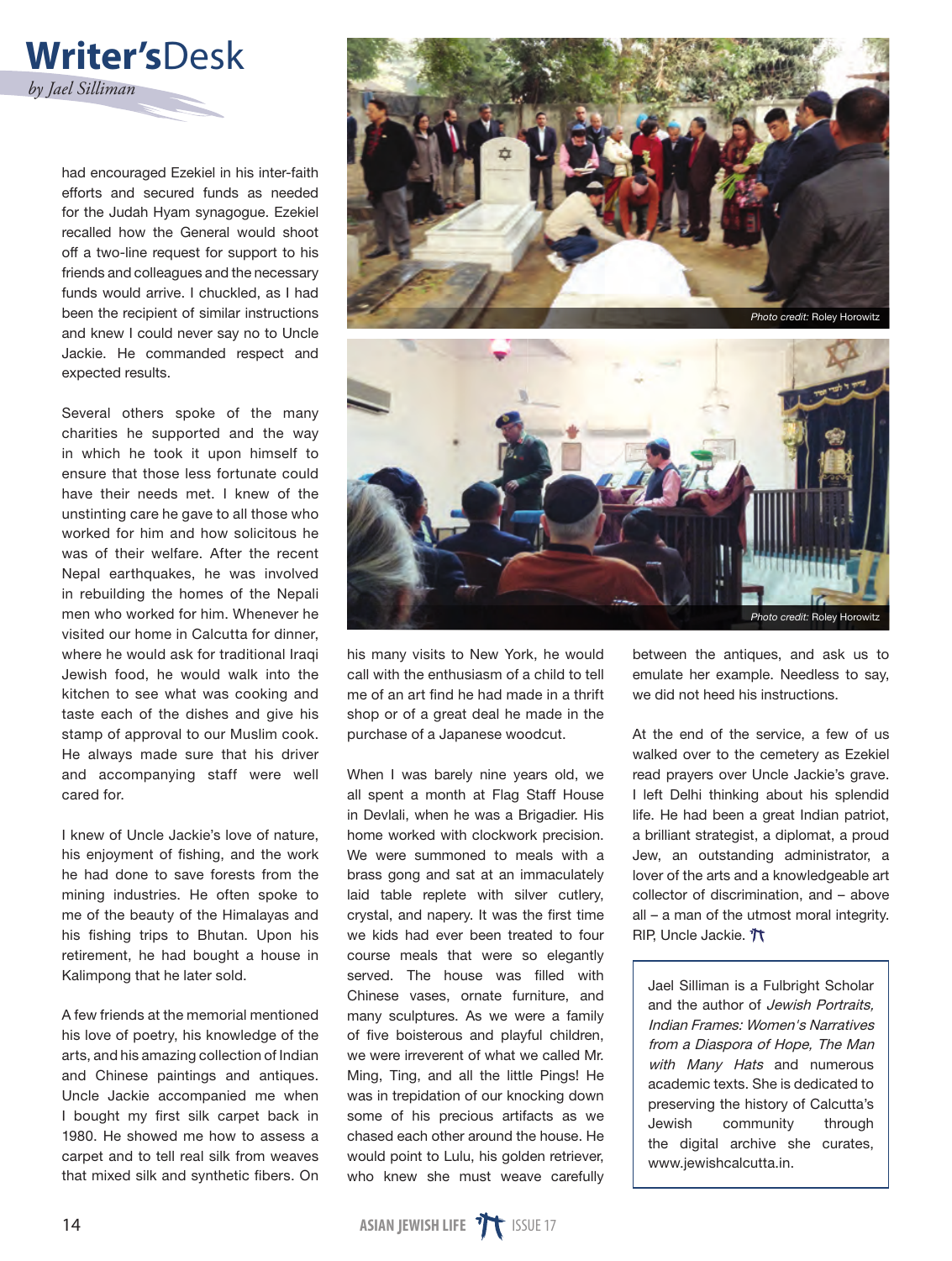# Writer's Desk

*by Jael Silliman*

had encouraged Ezekiel in his inter-faith efforts and secured funds as needed for the Judah Hyam synagogue. Ezekiel recalled how the General would shoot off a two-line request for support to his friends and colleagues and the necessary funds would arrive. I chuckled, as I had been the recipient of similar instructions and knew I could never say no to Uncle Jackie. He commanded respect and expected results.

Several others spoke of the many charities he supported and the way in which he took it upon himself to ensure that those less fortunate could have their needs met. I knew of the unstinting care he gave to all those who worked for him and how solicitous he was of their welfare. After the recent Nepal earthquakes, he was involved in rebuilding the homes of the Nepali men who worked for him. Whenever he visited our home in Calcutta for dinner, where he would ask for traditional Iraqi Jewish food, he would walk into the kitchen to see what was cooking and taste each of the dishes and give his stamp of approval to our Muslim cook. He always made sure that his driver and accompanying staff were well cared for.

I knew of Uncle Jackie's love of nature, his enjoyment of fishing, and the work he had done to save forests from the mining industries. He often spoke to me of the beauty of the Himalayas and his fishing trips to Bhutan. Upon his retirement, he had bought a house in Kalimpong that he later sold.

A few friends at the memorial mentioned his love of poetry, his knowledge of the arts, and his amazing collection of Indian and Chinese paintings and antiques. Uncle Jackie accompanied me when I bought my first silk carpet back in 1980. He showed me how to assess a carpet and to tell real silk from weaves that mixed silk and synthetic fibers. On his many visits to New York, he would call with the enthusiasm of a child to tell me of an art find he had made in a thrift shop or of a great deal he made in the purchase of a Japanese woodcut.

*Photo credit:* Roley Horowitz

*Photo credit:* Roley Horowitz

When I was barely nine years old, we all spent a month at Flag Staff House in Devlali, when he was a Brigadier. His home worked with clockwork precision. We were summoned to meals with a brass gong and sat at an immaculately laid table replete with silver cutlery, crystal, and napery. It was the first time we kids had ever been treated to four course meals that were so elegantly served. The house was filled with Chinese vases, ornate furniture, and many sculptures. As we were a family of five boisterous and playful children, we were irreverent of what we called Mr. Ming, Ting, and all the little Pings! He was in trepidation of our knocking down some of his precious artifacts as we chased each other around the house. He would point to Lulu, his golden retriever, who knew she must weave carefully between the antiques, and ask us to emulate her example. Needless to say, we did not heed his instructions.

At the end of the service, a few of us walked over to the cemetery as Ezekiel read prayers over Uncle Jackie's grave. I left Delhi thinking about his splendid life. He had been a great Indian patriot, a brilliant strategist, a diplomat, a proud Jew, an outstanding administrator, a lover of the arts and a knowledgeable art collector of discrimination, and – above all – a man of the utmost moral integrity. RIP, Uncle Jackie.

Jael Silliman is a Fulbright Scholar and the author of *Jewish Portraits, Indian Frames: Women's Narratives from a Diaspora of Hope, The Man with Many Hats* and numerous academic texts. She is dedicated to preserving the history of Calcutta's Jewish community through the digital archive she curates, www.jewishcalcutta.in.